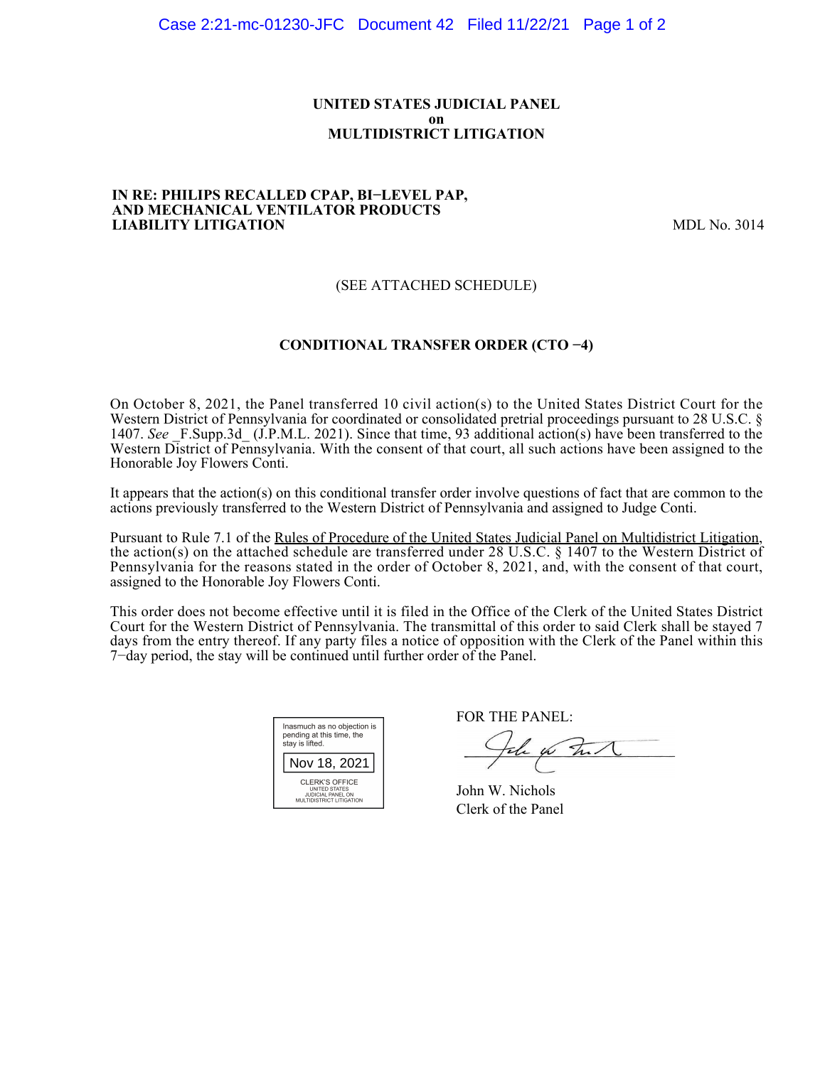**UNITED STATES JUDICIAL PANEL**
**on**
**MULTIDISTRICT LITIGATION**

**IN RE: PHILIPS RECALLED CPAP, BI−LEVEL PAP, AND MECHANICAL VENTILATOR PRODUCTS LIABILITY LITIGATION** MDL No. 3014

(SEE ATTACHED SCHEDULE)

**CONDITIONAL TRANSFER ORDER (CTO −4)**

On October 8, 2021, the Panel transferred 10 civil action(s) to the United States District Court for the Western District of Pennsylvania for coordinated or consolidated pretrial proceedings pursuant to 28 U.S.C. § 1407. *See* _F.Supp.3d_ (J.P.M.L. 2021). Since that time, 93 additional action(s) have been transferred to the Western District of Pennsylvania. With the consent of that court, all such actions have been assigned to the Honorable Joy Flowers Conti.

It appears that the action(s) on this conditional transfer order involve questions of fact that are common to the actions previously transferred to the Western District of Pennsylvania and assigned to Judge Conti.

Pursuant to Rule 7.1 of the Rules of Procedure of the United States Judicial Panel on Multidistrict Litigation, the action(s) on the attached schedule are transferred under 28 U.S.C. § 1407 to the Western District of Pennsylvania for the reasons stated in the order of October 8, 2021, and, with the consent of that court, assigned to the Honorable Joy Flowers Conti.

This order does not become effective until it is filed in the Office of the Clerk of the United States District Court for the Western District of Pennsylvania. The transmittal of this order to said Clerk shall be stayed 7 days from the entry thereof. If any party files a notice of opposition with the Clerk of the Panel within this 7−day period, the stay will be continued until further order of the Panel.

Inasmuch as no objection is pending at this time, the stay is lifted.

Nov 18, 2021

CLERK'S OFFICE
UNITED STATES
JUDICIAL PANEL ON
MULTIDISTRICT LITIGATION

FOR THE PANEL:

John W. Nichols
Clerk of the Panel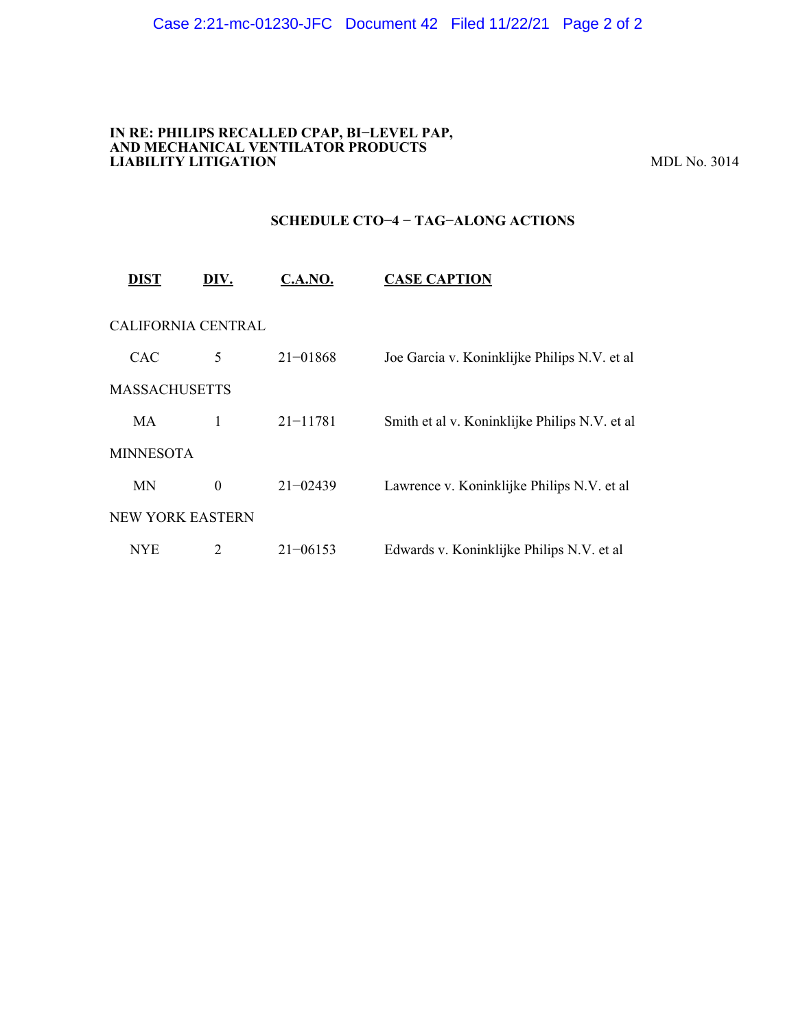**IN RE: PHILIPS RECALLED CPAP, BI−LEVEL PAP, AND MECHANICAL VENTILATOR PRODUCTS LIABILITY LITIGATION**

MDL No. 3014

**SCHEDULE CTO−4 − TAG−ALONG ACTIONS**

| DIST | DIV. | C.A.NO. | CASE CAPTION |
|---|---|---|---|
| CALIFORNIA CENTRAL | | | |
| CAC | 5 | 21−01868 | Joe Garcia v. Koninklijke Philips N.V. et al |
| MASSACHUSETTS | | | |
| MA | 1 | 21−11781 | Smith et al v. Koninklijke Philips N.V. et al |
| MINNESOTA | | | |
| MN | 0 | 21−02439 | Lawrence v. Koninklijke Philips N.V. et al |
| NEW YORK EASTERN | | | |
| NYE | 2 | 21−06153 | Edwards v. Koninklijke Philips N.V. et al |